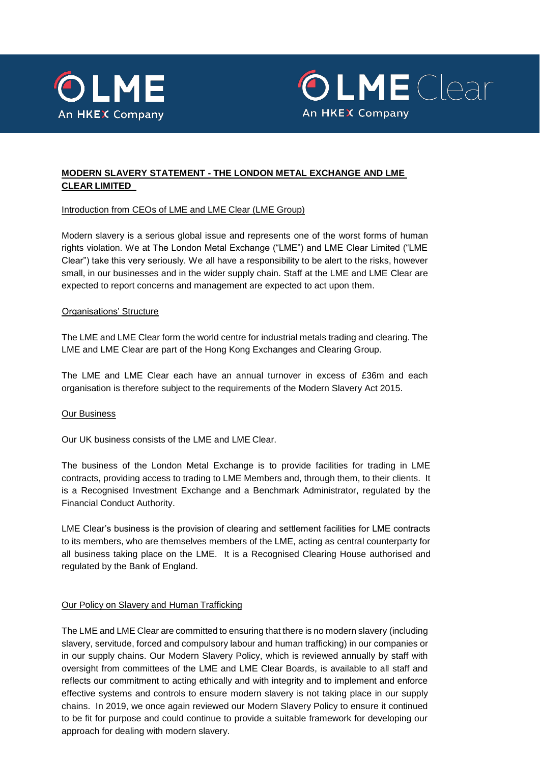# MODERN SLAVERY STATEMENT - THE LONDON METAL EXCHANGE AND LME CLEAR LIMITED

## Introduction from CEOs of LME and LME Clear (LME Group)

Modern slavery is a serious global issue and represents one of the worst forms of human rights violation. We at The London Metal Exchange ("LME") and LME Clear Limited ("LME Clear") take this very seriously. We all have a responsibility to be alert to the risks, however small, in our businesses and in the wider supply chain. Staff at the LME and LME Clear are expected to report concerns and management are expected to act upon them.

## Organisations' Structure

The LME and LME Clear form the world centre for industrial metals trading and clearing. The LME and LME Clear are part of the Hong Kong Exchanges and Clearing Group.

The LME and LME Clear each have an annual turnover in excess of £36m and each organisation is therefore subject to the requirements of the Modern Slavery Act 2015.

## Our Business

Our UK business consists of the LME and LME Clear.

The business of the London Metal Exchange is to provide facilities for trading in LME contracts, providing access to trading to LME Members and, through them, to their clients. It is a Recognised Investment Exchange and a Benchmark Administrator, regulated by the Financial Conduct Authority.

LME Clear's business is the provision of clearing and settlement facilities for LME contracts to its members, who are themselves members of the LME, acting as central counterparty for all business taking place on the LME. It is a Recognised Clearing House authorised and regulated by the Bank of England.

## Our Policy on Slavery and Human Trafficking

The LME and LME Clear are committed to ensuring that there is no modern slavery (including slavery, servitude, forced and compulsory labour and human trafficking) in our companies or in our supply chains. Our Modern Slavery Policy, which is reviewed annually by staff with oversight from committees of the LME and LME Clear Boards, is available to all staff and reflects our commitment to acting ethically and with integrity and to implement and enforce effective systems and controls to ensure modern slavery is not taking place in our supply chains. In 2019, we once again reviewed our Modern Slavery Policy to ensure it continued to be fit for purpose and could continue to provide a suitable framework for developing our approach for dealing with modern slavery.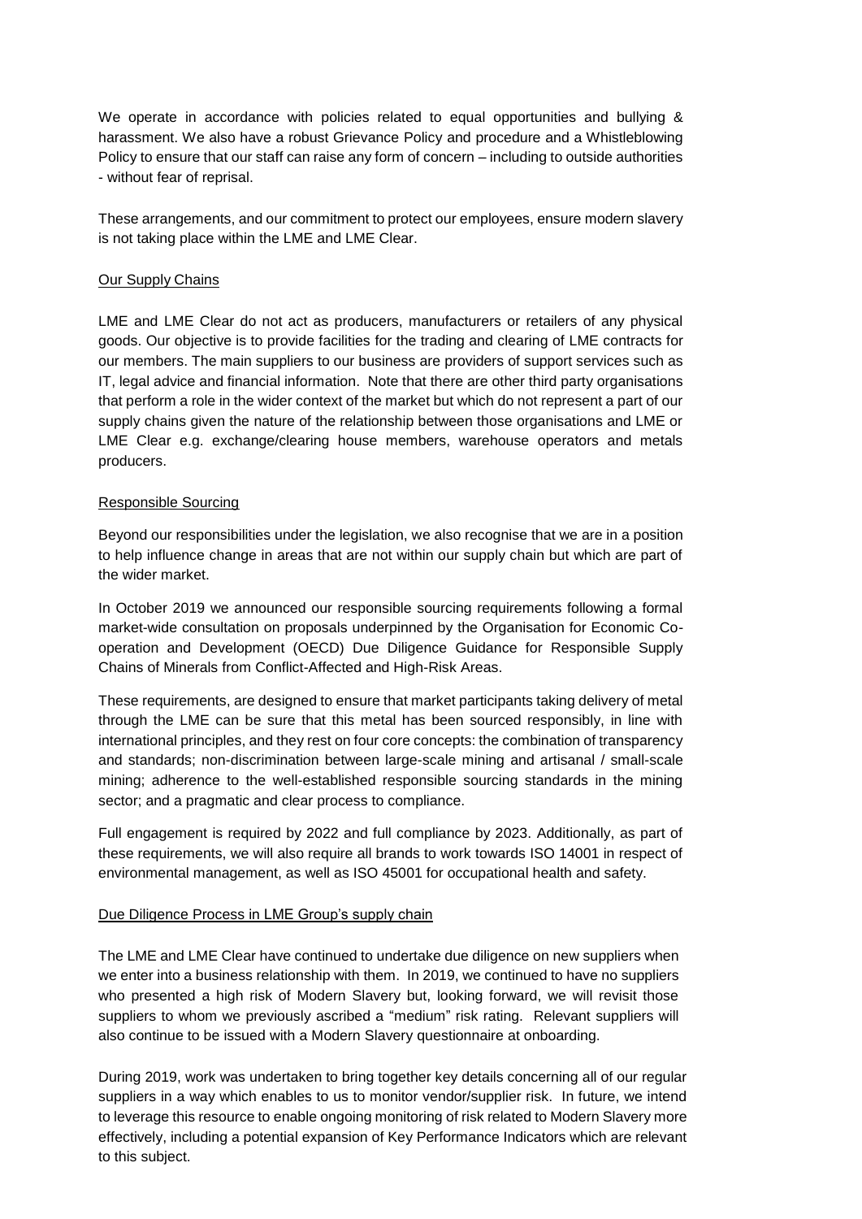We operate in accordance with policies related to equal opportunities and bullying & harassment. We also have a robust Grievance Policy and procedure and a Whistleblowing Policy to ensure that our staff can raise any form of concern – including to outside authorities - without fear of reprisal.

These arrangements, and our commitment to protect our employees, ensure modern slavery is not taking place within the LME and LME Clear.

## Our Supply Chains

LME and LME Clear do not act as producers, manufacturers or retailers of any physical goods. Our objective is to provide facilities for the trading and clearing of LME contracts for our members. The main suppliers to our business are providers of support services such as IT, legal advice and financial information. Note that there are other third party organisations that perform a role in the wider context of the market but which do not represent a part of our supply chains given the nature of the relationship between those organisations and LME or LME Clear e.g. exchange/clearing house members, warehouse operators and metals producers.

## Responsible Sourcing

Beyond our responsibilities under the legislation, we also recognise that we are in a position to help influence change in areas that are not within our supply chain but which are part of the wider market.

In October 2019 we announced our responsible sourcing requirements following a formal market-wide consultation on proposals underpinned by the Organisation for Economic Co-operation and Development (OECD) Due Diligence Guidance for Responsible Supply Chains of Minerals from Conflict-Affected and High-Risk Areas.

These requirements, are designed to ensure that market participants taking delivery of metal through the LME can be sure that this metal has been sourced responsibly, in line with international principles, and they rest on four core concepts: the combination of transparency and standards; non-discrimination between large-scale mining and artisanal / small-scale mining; adherence to the well-established responsible sourcing standards in the mining sector; and a pragmatic and clear process to compliance.

Full engagement is required by 2022 and full compliance by 2023. Additionally, as part of these requirements, we will also require all brands to work towards ISO 14001 in respect of environmental management, as well as ISO 45001 for occupational health and safety.

## Due Diligence Process in LME Group's supply chain

The LME and LME Clear have continued to undertake due diligence on new suppliers when we enter into a business relationship with them. In 2019, we continued to have no suppliers who presented a high risk of Modern Slavery but, looking forward, we will revisit those suppliers to whom we previously ascribed a "medium" risk rating. Relevant suppliers will also continue to be issued with a Modern Slavery questionnaire at onboarding.

During 2019, work was undertaken to bring together key details concerning all of our regular suppliers in a way which enables to us to monitor vendor/supplier risk. In future, we intend to leverage this resource to enable ongoing monitoring of risk related to Modern Slavery more effectively, including a potential expansion of Key Performance Indicators which are relevant to this subject.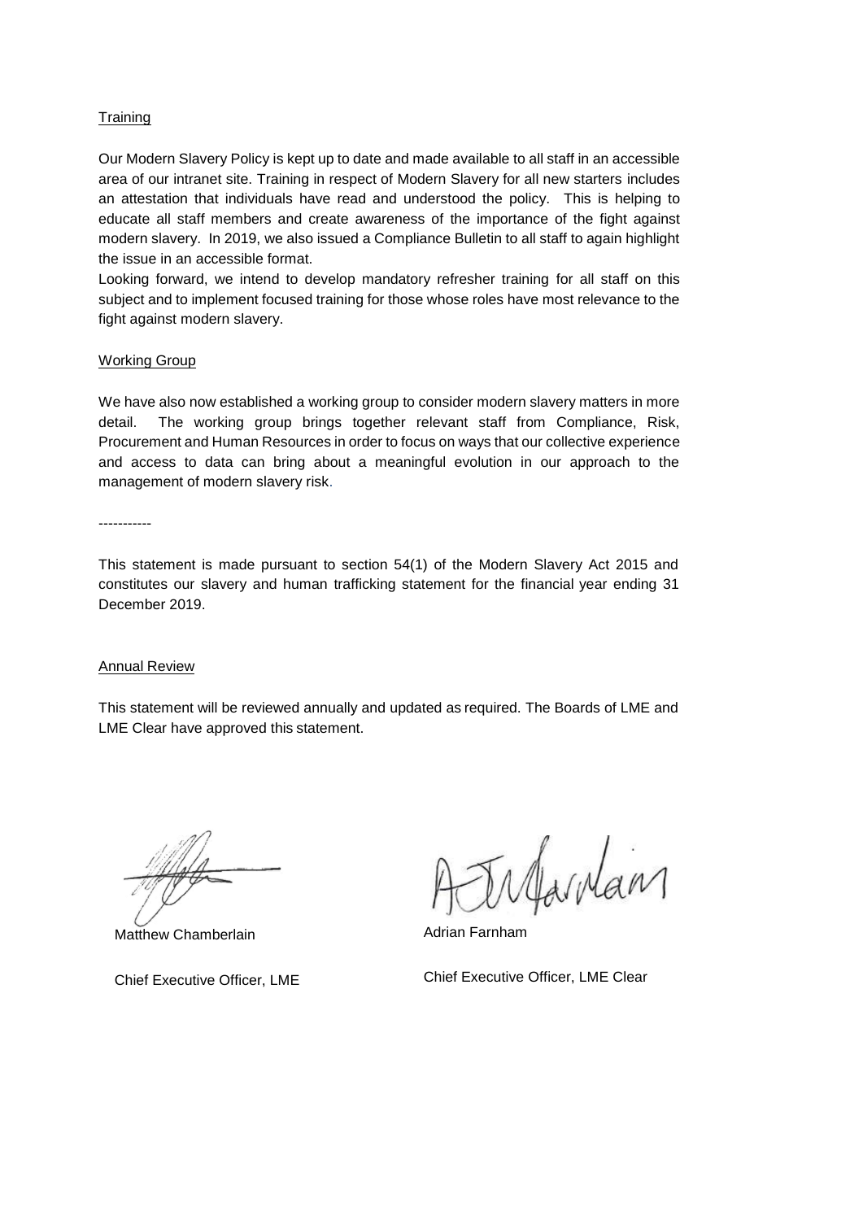Training

Our Modern Slavery Policy is kept up to date and made available to all staff in an accessible area of our intranet site. Training in respect of Modern Slavery for all new starters includes an attestation that individuals have read and understood the policy. This is helping to educate all staff members and create awareness of the importance of the fight against modern slavery. In 2019, we also issued a Compliance Bulletin to all staff to again highlight the issue in an accessible format.

Looking forward, we intend to develop mandatory refresher training for all staff on this subject and to implement focused training for those whose roles have most relevance to the fight against modern slavery.

Working Group

We have also now established a working group to consider modern slavery matters in more detail. The working group brings together relevant staff from Compliance, Risk, Procurement and Human Resources in order to focus on ways that our collective experience and access to data can bring about a meaningful evolution in our approach to the management of modern slavery risk.

-----------

This statement is made pursuant to section 54(1) of the Modern Slavery Act 2015 and constitutes our slavery and human trafficking statement for the financial year ending 31 December 2019.

Annual Review

This statement will be reviewed annually and updated as required. The Boards of LME and LME Clear have approved this statement.

Matthew Chamberlain

Chief Executive Officer, LME

Adrian Farnham

Chief Executive Officer, LME Clear